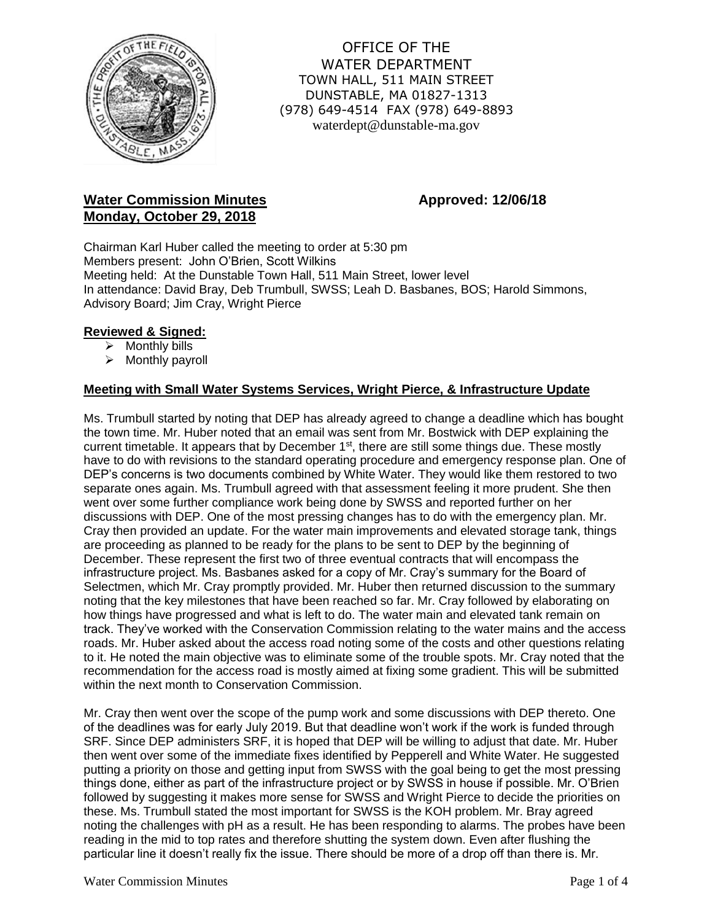OFFICE OF THE
WATER DEPARTMENT
TOWN HALL, 511 MAIN STREET
DUNSTABLE, MA 01827-1313
(978) 649-4514 FAX (978) 649-8893
waterdept@dunstable-ma.gov

**Water Commission Minutes** **Approved: 12/06/18**
**Monday, October 29, 2018**

Chairman Karl Huber called the meeting to order at 5:30 pm
Members present: John O'Brien, Scott Wilkins
Meeting held: At the Dunstable Town Hall, 511 Main Street, lower level
In attendance: David Bray, Deb Trumbull, SWSS; Leah D. Basbanes, BOS; Harold Simmons, Advisory Board; Jim Cray, Wright Pierce

## Reviewed & Signed:

- Monthly bills
- Monthly payroll

## Meeting with Small Water Systems Services, Wright Pierce, & Infrastructure Update

Ms. Trumbull started by noting that DEP has already agreed to change a deadline which has bought the town time. Mr. Huber noted that an email was sent from Mr. Bostwick with DEP explaining the current timetable. It appears that by December 1st, there are still some things due. These mostly have to do with revisions to the standard operating procedure and emergency response plan. One of DEP's concerns is two documents combined by White Water. They would like them restored to two separate ones again. Ms. Trumbull agreed with that assessment feeling it more prudent. She then went over some further compliance work being done by SWSS and reported further on her discussions with DEP. One of the most pressing changes has to do with the emergency plan. Mr. Cray then provided an update. For the water main improvements and elevated storage tank, things are proceeding as planned to be ready for the plans to be sent to DEP by the beginning of December. These represent the first two of three eventual contracts that will encompass the infrastructure project. Ms. Basbanes asked for a copy of Mr. Cray's summary for the Board of Selectmen, which Mr. Cray promptly provided. Mr. Huber then returned discussion to the summary noting that the key milestones that have been reached so far. Mr. Cray followed by elaborating on how things have progressed and what is left to do. The water main and elevated tank remain on track. They've worked with the Conservation Commission relating to the water mains and the access roads. Mr. Huber asked about the access road noting some of the costs and other questions relating to it. He noted the main objective was to eliminate some of the trouble spots. Mr. Cray noted that the recommendation for the access road is mostly aimed at fixing some gradient. This will be submitted within the next month to Conservation Commission.

Mr. Cray then went over the scope of the pump work and some discussions with DEP thereto. One of the deadlines was for early July 2019. But that deadline won't work if the work is funded through SRF. Since DEP administers SRF, it is hoped that DEP will be willing to adjust that date. Mr. Huber then went over some of the immediate fixes identified by Pepperell and White Water. He suggested putting a priority on those and getting input from SWSS with the goal being to get the most pressing things done, either as part of the infrastructure project or by SWSS in house if possible. Mr. O'Brien followed by suggesting it makes more sense for SWSS and Wright Pierce to decide the priorities on these. Ms. Trumbull stated the most important for SWSS is the KOH problem. Mr. Bray agreed noting the challenges with pH as a result. He has been responding to alarms. The probes have been reading in the mid to top rates and therefore shutting the system down. Even after flushing the particular line it doesn't really fix the issue. There should be more of a drop off than there is. Mr.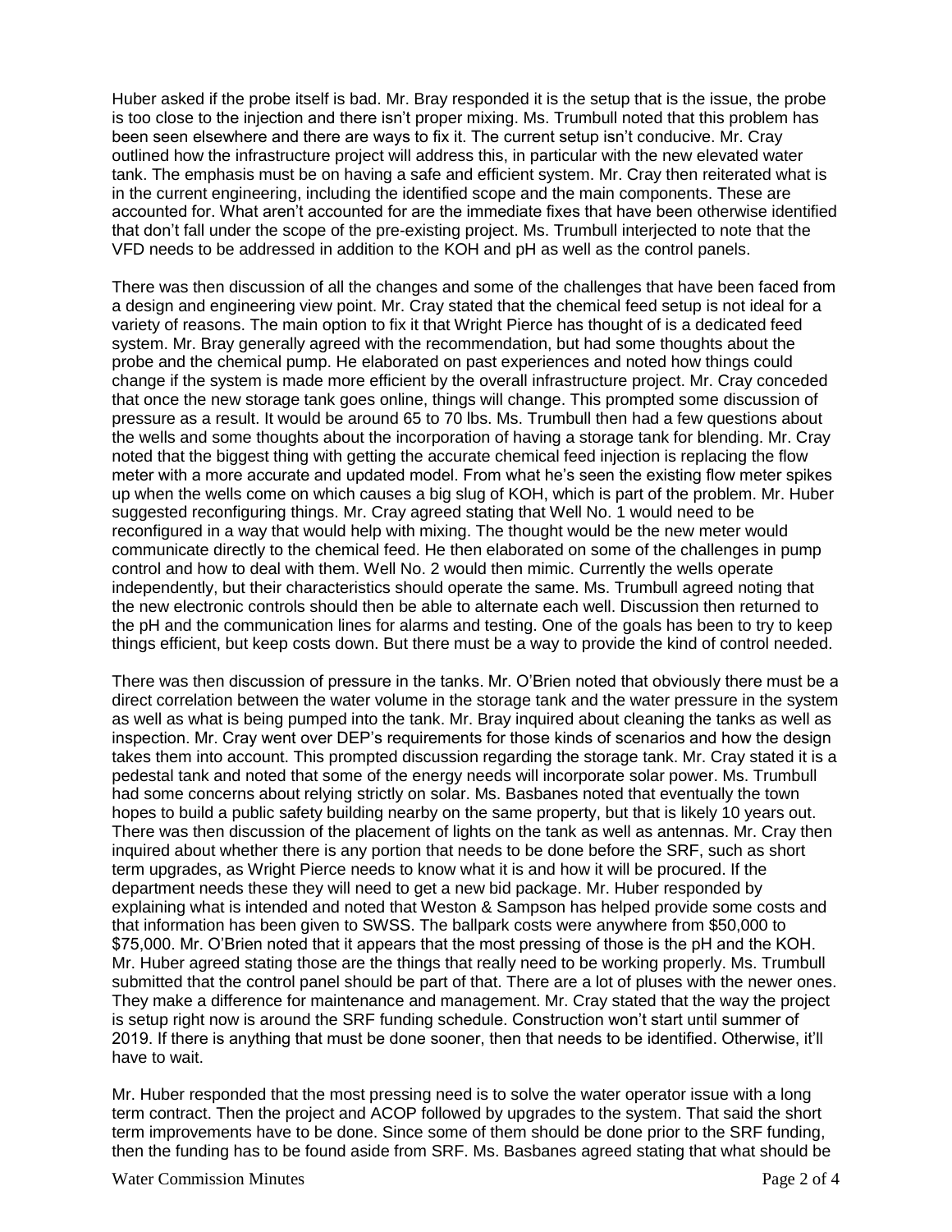Huber asked if the probe itself is bad. Mr. Bray responded it is the setup that is the issue, the probe is too close to the injection and there isn't proper mixing. Ms. Trumbull noted that this problem has been seen elsewhere and there are ways to fix it. The current setup isn't conducive. Mr. Cray outlined how the infrastructure project will address this, in particular with the new elevated water tank. The emphasis must be on having a safe and efficient system. Mr. Cray then reiterated what is in the current engineering, including the identified scope and the main components. These are accounted for. What aren't accounted for are the immediate fixes that have been otherwise identified that don't fall under the scope of the pre-existing project. Ms. Trumbull interjected to note that the VFD needs to be addressed in addition to the KOH and pH as well as the control panels.

There was then discussion of all the changes and some of the challenges that have been faced from a design and engineering view point. Mr. Cray stated that the chemical feed setup is not ideal for a variety of reasons. The main option to fix it that Wright Pierce has thought of is a dedicated feed system. Mr. Bray generally agreed with the recommendation, but had some thoughts about the probe and the chemical pump. He elaborated on past experiences and noted how things could change if the system is made more efficient by the overall infrastructure project. Mr. Cray conceded that once the new storage tank goes online, things will change. This prompted some discussion of pressure as a result. It would be around 65 to 70 lbs. Ms. Trumbull then had a few questions about the wells and some thoughts about the incorporation of having a storage tank for blending. Mr. Cray noted that the biggest thing with getting the accurate chemical feed injection is replacing the flow meter with a more accurate and updated model. From what he's seen the existing flow meter spikes up when the wells come on which causes a big slug of KOH, which is part of the problem. Mr. Huber suggested reconfiguring things. Mr. Cray agreed stating that Well No. 1 would need to be reconfigured in a way that would help with mixing. The thought would be the new meter would communicate directly to the chemical feed. He then elaborated on some of the challenges in pump control and how to deal with them. Well No. 2 would then mimic. Currently the wells operate independently, but their characteristics should operate the same. Ms. Trumbull agreed noting that the new electronic controls should then be able to alternate each well. Discussion then returned to the pH and the communication lines for alarms and testing. One of the goals has been to try to keep things efficient, but keep costs down. But there must be a way to provide the kind of control needed.

There was then discussion of pressure in the tanks. Mr. O'Brien noted that obviously there must be a direct correlation between the water volume in the storage tank and the water pressure in the system as well as what is being pumped into the tank. Mr. Bray inquired about cleaning the tanks as well as inspection. Mr. Cray went over DEP's requirements for those kinds of scenarios and how the design takes them into account. This prompted discussion regarding the storage tank. Mr. Cray stated it is a pedestal tank and noted that some of the energy needs will incorporate solar power. Ms. Trumbull had some concerns about relying strictly on solar. Ms. Basbanes noted that eventually the town hopes to build a public safety building nearby on the same property, but that is likely 10 years out. There was then discussion of the placement of lights on the tank as well as antennas. Mr. Cray then inquired about whether there is any portion that needs to be done before the SRF, such as short term upgrades, as Wright Pierce needs to know what it is and how it will be procured. If the department needs these they will need to get a new bid package. Mr. Huber responded by explaining what is intended and noted that Weston & Sampson has helped provide some costs and that information has been given to SWSS. The ballpark costs were anywhere from \$50,000 to \$75,000. Mr. O'Brien noted that it appears that the most pressing of those is the pH and the KOH. Mr. Huber agreed stating those are the things that really need to be working properly. Ms. Trumbull submitted that the control panel should be part of that. There are a lot of pluses with the newer ones. They make a difference for maintenance and management. Mr. Cray stated that the way the project is setup right now is around the SRF funding schedule. Construction won't start until summer of 2019. If there is anything that must be done sooner, then that needs to be identified. Otherwise, it'll have to wait.

Mr. Huber responded that the most pressing need is to solve the water operator issue with a long term contract. Then the project and ACOP followed by upgrades to the system. That said the short term improvements have to be done. Since some of them should be done prior to the SRF funding, then the funding has to be found aside from SRF. Ms. Basbanes agreed stating that what should be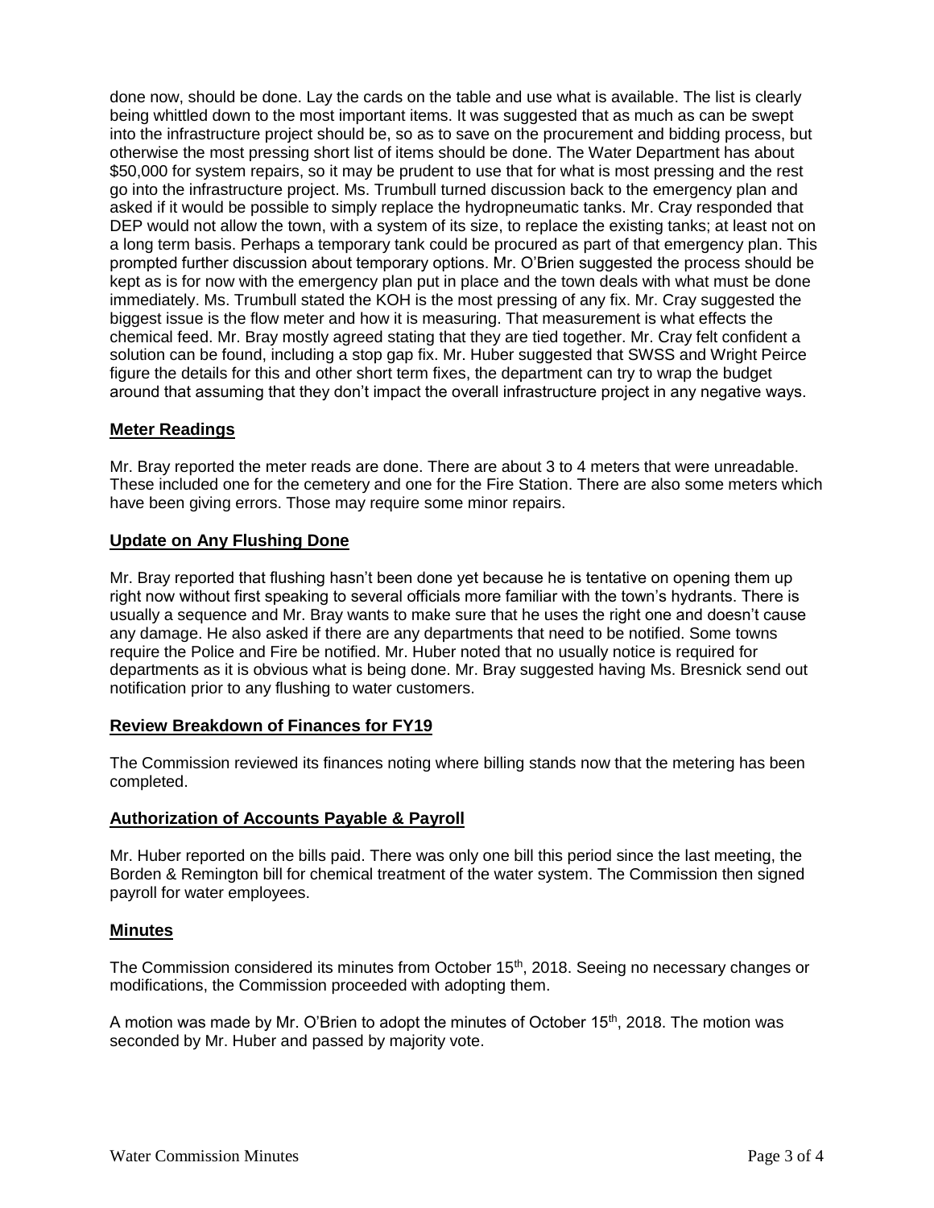done now, should be done. Lay the cards on the table and use what is available. The list is clearly being whittled down to the most important items. It was suggested that as much as can be swept into the infrastructure project should be, so as to save on the procurement and bidding process, but otherwise the most pressing short list of items should be done. The Water Department has about $50,000 for system repairs, so it may be prudent to use that for what is most pressing and the rest go into the infrastructure project. Ms. Trumbull turned discussion back to the emergency plan and asked if it would be possible to simply replace the hydropneumatic tanks. Mr. Cray responded that DEP would not allow the town, with a system of its size, to replace the existing tanks; at least not on a long term basis. Perhaps a temporary tank could be procured as part of that emergency plan. This prompted further discussion about temporary options. Mr. O'Brien suggested the process should be kept as is for now with the emergency plan put in place and the town deals with what must be done immediately. Ms. Trumbull stated the KOH is the most pressing of any fix. Mr. Cray suggested the biggest issue is the flow meter and how it is measuring. That measurement is what effects the chemical feed. Mr. Bray mostly agreed stating that they are tied together. Mr. Cray felt confident a solution can be found, including a stop gap fix. Mr. Huber suggested that SWSS and Wright Peirce figure the details for this and other short term fixes, the department can try to wrap the budget around that assuming that they don't impact the overall infrastructure project in any negative ways.

## Meter Readings

Mr. Bray reported the meter reads are done. There are about 3 to 4 meters that were unreadable. These included one for the cemetery and one for the Fire Station. There are also some meters which have been giving errors. Those may require some minor repairs.

## Update on Any Flushing Done

Mr. Bray reported that flushing hasn't been done yet because he is tentative on opening them up right now without first speaking to several officials more familiar with the town's hydrants. There is usually a sequence and Mr. Bray wants to make sure that he uses the right one and doesn't cause any damage. He also asked if there are any departments that need to be notified. Some towns require the Police and Fire be notified. Mr. Huber noted that no usually notice is required for departments as it is obvious what is being done. Mr. Bray suggested having Ms. Bresnick send out notification prior to any flushing to water customers.

## Review Breakdown of Finances for FY19

The Commission reviewed its finances noting where billing stands now that the metering has been completed.

## Authorization of Accounts Payable & Payroll

Mr. Huber reported on the bills paid. There was only one bill this period since the last meeting, the Borden & Remington bill for chemical treatment of the water system. The Commission then signed payroll for water employees.

## Minutes

The Commission considered its minutes from October 15th, 2018. Seeing no necessary changes or modifications, the Commission proceeded with adopting them.

A motion was made by Mr. O'Brien to adopt the minutes of October 15th, 2018. The motion was seconded by Mr. Huber and passed by majority vote.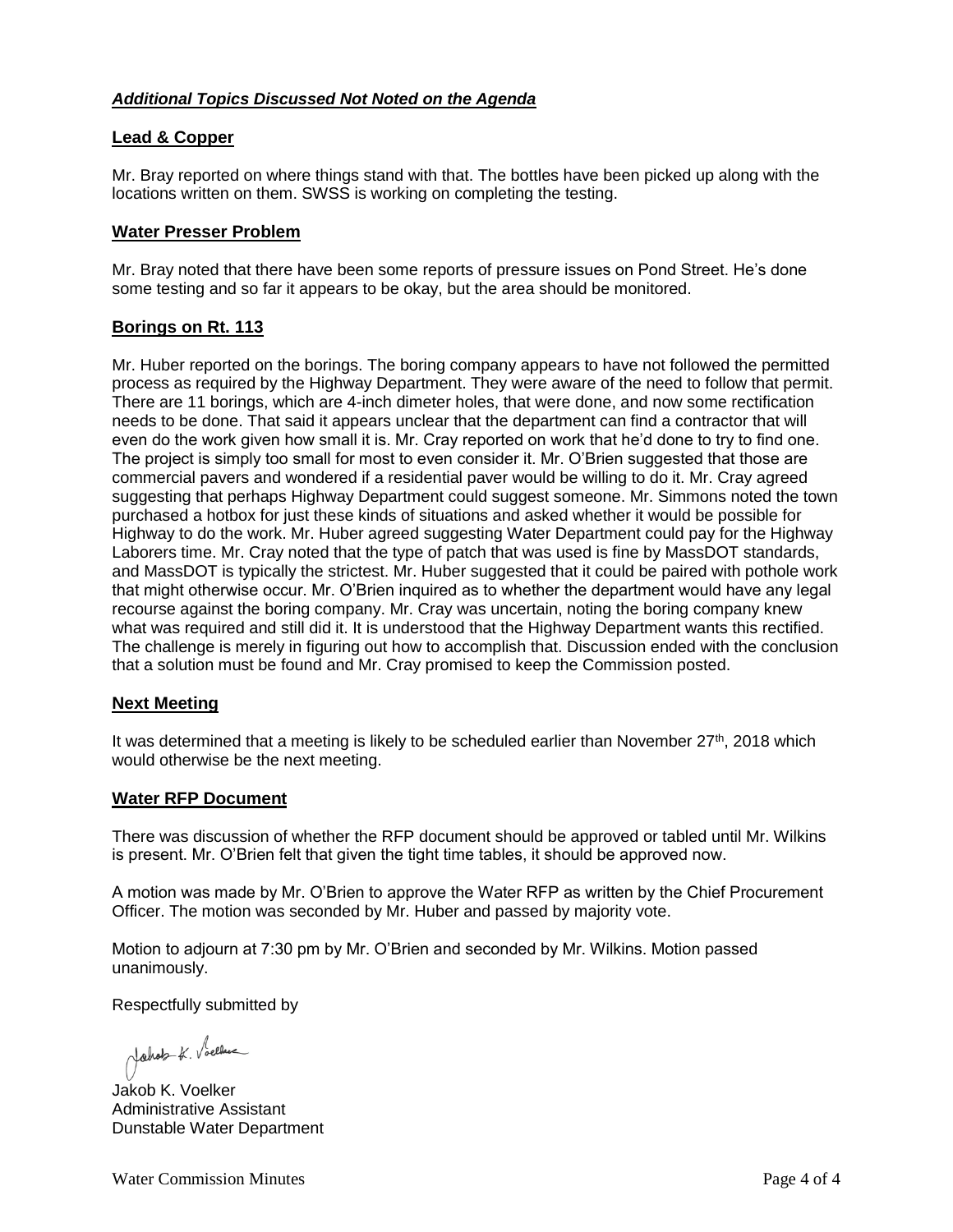***Additional Topics Discussed Not Noted on the Agenda***

**Lead & Copper**

Mr. Bray reported on where things stand with that. The bottles have been picked up along with the locations written on them. SWSS is working on completing the testing.

**Water Presser Problem**

Mr. Bray noted that there have been some reports of pressure issues on Pond Street. He's done some testing and so far it appears to be okay, but the area should be monitored.

**Borings on Rt. 113**

Mr. Huber reported on the borings. The boring company appears to have not followed the permitted process as required by the Highway Department. They were aware of the need to follow that permit. There are 11 borings, which are 4-inch dimeter holes, that were done, and now some rectification needs to be done. That said it appears unclear that the department can find a contractor that will even do the work given how small it is. Mr. Cray reported on work that he'd done to try to find one. The project is simply too small for most to even consider it. Mr. O'Brien suggested that those are commercial pavers and wondered if a residential paver would be willing to do it. Mr. Cray agreed suggesting that perhaps Highway Department could suggest someone. Mr. Simmons noted the town purchased a hotbox for just these kinds of situations and asked whether it would be possible for Highway to do the work. Mr. Huber agreed suggesting Water Department could pay for the Highway Laborers time. Mr. Cray noted that the type of patch that was used is fine by MassDOT standards, and MassDOT is typically the strictest. Mr. Huber suggested that it could be paired with pothole work that might otherwise occur. Mr. O'Brien inquired as to whether the department would have any legal recourse against the boring company. Mr. Cray was uncertain, noting the boring company knew what was required and still did it. It is understood that the Highway Department wants this rectified. The challenge is merely in figuring out how to accomplish that. Discussion ended with the conclusion that a solution must be found and Mr. Cray promised to keep the Commission posted.

**Next Meeting**

It was determined that a meeting is likely to be scheduled earlier than November 27th, 2018 which would otherwise be the next meeting.

**Water RFP Document**

There was discussion of whether the RFP document should be approved or tabled until Mr. Wilkins is present. Mr. O'Brien felt that given the tight time tables, it should be approved now.

A motion was made by Mr. O'Brien to approve the Water RFP as written by the Chief Procurement Officer. The motion was seconded by Mr. Huber and passed by majority vote.

Motion to adjourn at 7:30 pm by Mr. O'Brien and seconded by Mr. Wilkins. Motion passed unanimously.

Respectfully submitted by

Jakob K. Voelker
Administrative Assistant
Dunstable Water Department